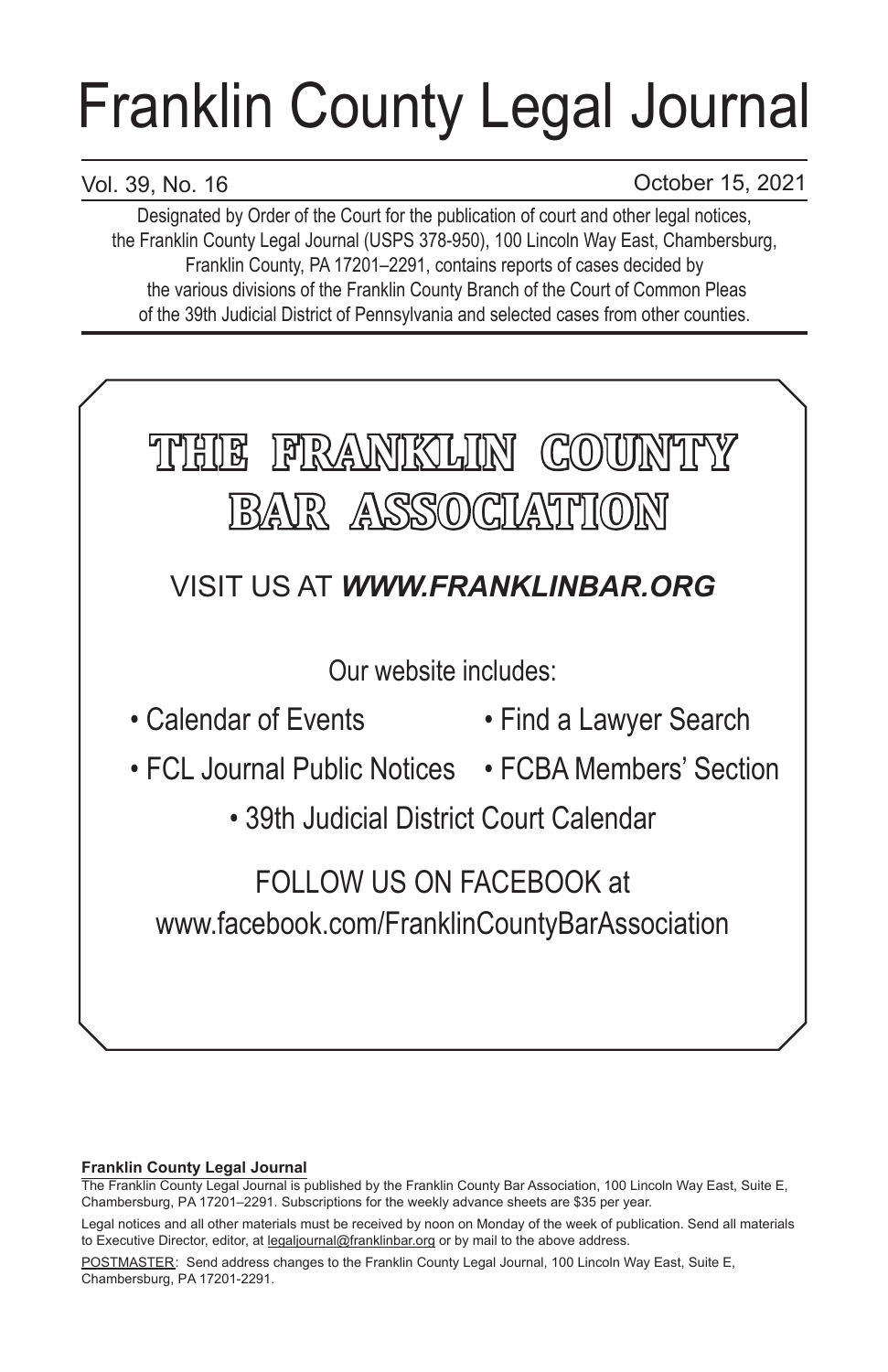# Franklin County Legal Journal

Vol. 39, No. 16 October 15, 2021

Designated by Order of the Court for the publication of court and other legal notices, the Franklin County Legal Journal (USPS 378-950), 100 Lincoln Way East, Chambersburg, Franklin County, PA 17201–2291, contains reports of cases decided by the various divisions of the Franklin County Branch of the Court of Common Pleas of the 39th Judicial District of Pennsylvania and selected cases from other counties.

## THE FRANKLIN COUNTY BAR ASSOCIATION

VISIT US AT ***WWW.FRANKLINBAR.ORG***

Our website includes:

- Calendar of Events
- Find a Lawyer Search
- FCL Journal Public Notices
- FCBA Members' Section
- 39th Judicial District Court Calendar

FOLLOW US ON FACEBOOK at www.facebook.com/FranklinCountyBarAssociation

**Franklin County Legal Journal**

The Franklin County Legal Journal is published by the Franklin County Bar Association, 100 Lincoln Way East, Suite E, Chambersburg, PA 17201–2291. Subscriptions for the weekly advance sheets are $35 per year.

Legal notices and all other materials must be received by noon on Monday of the week of publication. Send all materials to Executive Director, editor, at legaljournal@franklinbar.org or by mail to the above address.

POSTMASTER: Send address changes to the Franklin County Legal Journal, 100 Lincoln Way East, Suite E, Chambersburg, PA 17201-2291.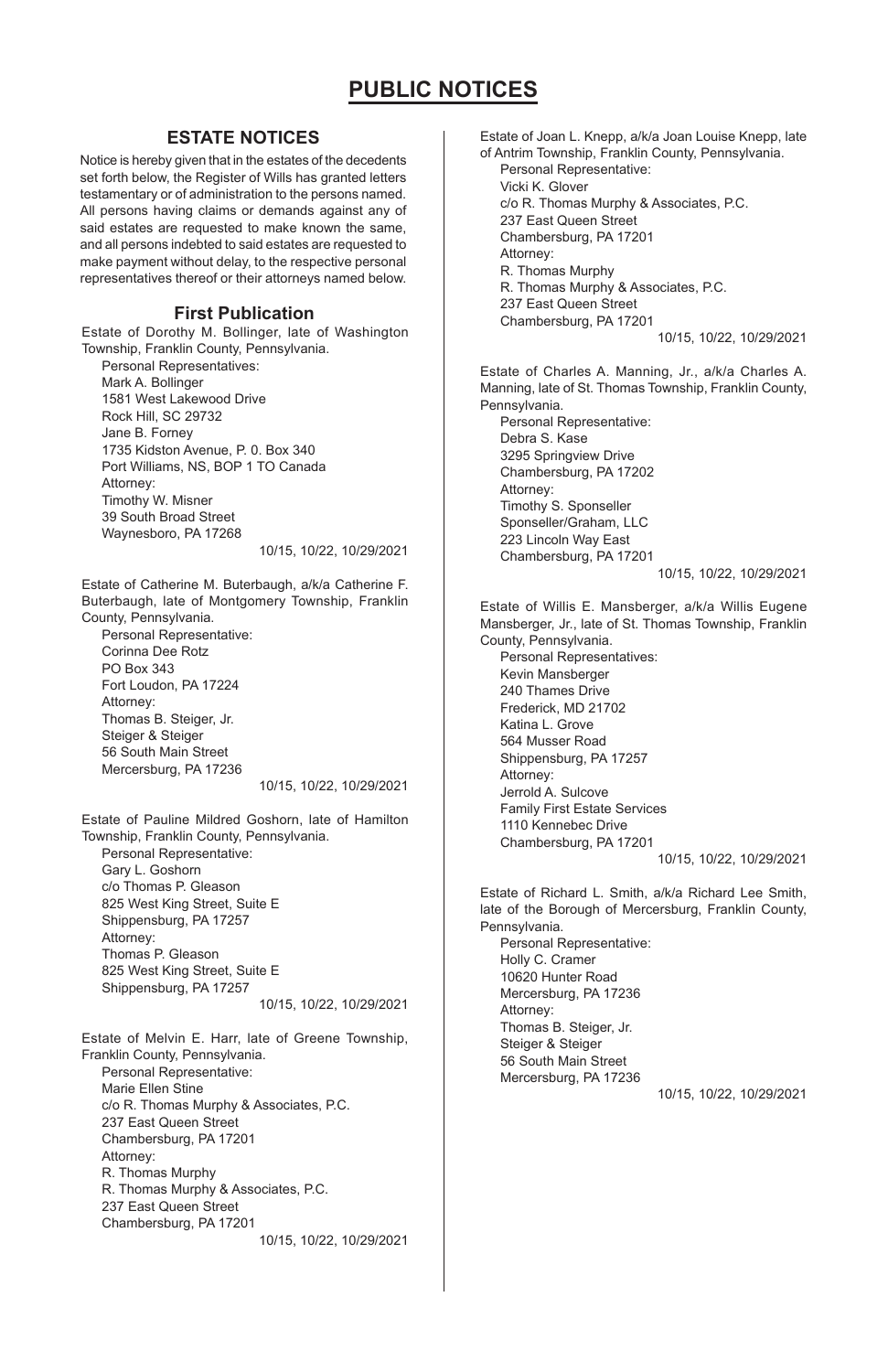# PUBLIC NOTICES

## ESTATE NOTICES

Notice is hereby given that in the estates of the decedents set forth below, the Register of Wills has granted letters testamentary or of administration to the persons named. All persons having claims or demands against any of said estates are requested to make known the same, and all persons indebted to said estates are requested to make payment without delay, to the respective personal representatives thereof or their attorneys named below.

### First Publication

Estate of Dorothy M. Bollinger, late of Washington Township, Franklin County, Pennsylvania.

Personal Representatives:
Mark A. Bollinger
1581 West Lakewood Drive
Rock Hill, SC 29732
Jane B. Forney
1735 Kidston Avenue, P. 0. Box 340
Port Williams, NS, BOP 1 TO Canada
Attorney:
Timothy W. Misner
39 South Broad Street
Waynesboro, PA 17268

10/15, 10/22, 10/29/2021

Estate of Catherine M. Buterbaugh, a/k/a Catherine F. Buterbaugh, late of Montgomery Township, Franklin County, Pennsylvania.

Personal Representative:
Corinna Dee Rotz
PO Box 343
Fort Loudon, PA 17224
Attorney:
Thomas B. Steiger, Jr.
Steiger & Steiger
56 South Main Street
Mercersburg, PA 17236

10/15, 10/22, 10/29/2021

Estate of Pauline Mildred Goshorn, late of Hamilton Township, Franklin County, Pennsylvania.

Personal Representative:
Gary L. Goshorn
c/o Thomas P. Gleason
825 West King Street, Suite E
Shippensburg, PA 17257
Attorney:
Thomas P. Gleason
825 West King Street, Suite E
Shippensburg, PA 17257

10/15, 10/22, 10/29/2021

Estate of Melvin E. Harr, late of Greene Township, Franklin County, Pennsylvania.

Personal Representative:
Marie Ellen Stine
c/o R. Thomas Murphy & Associates, P.C.
237 East Queen Street
Chambersburg, PA 17201
Attorney:
R. Thomas Murphy
R. Thomas Murphy & Associates, P.C.
237 East Queen Street
Chambersburg, PA 17201

10/15, 10/22, 10/29/2021

Estate of Joan L. Knepp, a/k/a Joan Louise Knepp, late of Antrim Township, Franklin County, Pennsylvania.

Personal Representative:
Vicki K. Glover
c/o R. Thomas Murphy & Associates, P.C.
237 East Queen Street
Chambersburg, PA 17201
Attorney:
R. Thomas Murphy
R. Thomas Murphy & Associates, P.C.
237 East Queen Street
Chambersburg, PA 17201

10/15, 10/22, 10/29/2021

Estate of Charles A. Manning, Jr., a/k/a Charles A. Manning, late of St. Thomas Township, Franklin County, Pennsylvania.

Personal Representative:
Debra S. Kase
3295 Springview Drive
Chambersburg, PA 17202
Attorney:
Timothy S. Sponseller
Sponseller/Graham, LLC
223 Lincoln Way East
Chambersburg, PA 17201

10/15, 10/22, 10/29/2021

Estate of Willis E. Mansberger, a/k/a Willis Eugene Mansberger, Jr., late of St. Thomas Township, Franklin County, Pennsylvania.

Personal Representatives:
Kevin Mansberger
240 Thames Drive
Frederick, MD 21702
Katina L. Grove
564 Musser Road
Shippensburg, PA 17257
Attorney:
Jerrold A. Sulcove
Family First Estate Services
1110 Kennebec Drive
Chambersburg, PA 17201

10/15, 10/22, 10/29/2021

Estate of Richard L. Smith, a/k/a Richard Lee Smith, late of the Borough of Mercersburg, Franklin County, Pennsylvania.

Personal Representative:
Holly C. Cramer
10620 Hunter Road
Mercersburg, PA 17236
Attorney:
Thomas B. Steiger, Jr.
Steiger & Steiger
56 South Main Street
Mercersburg, PA 17236

10/15, 10/22, 10/29/2021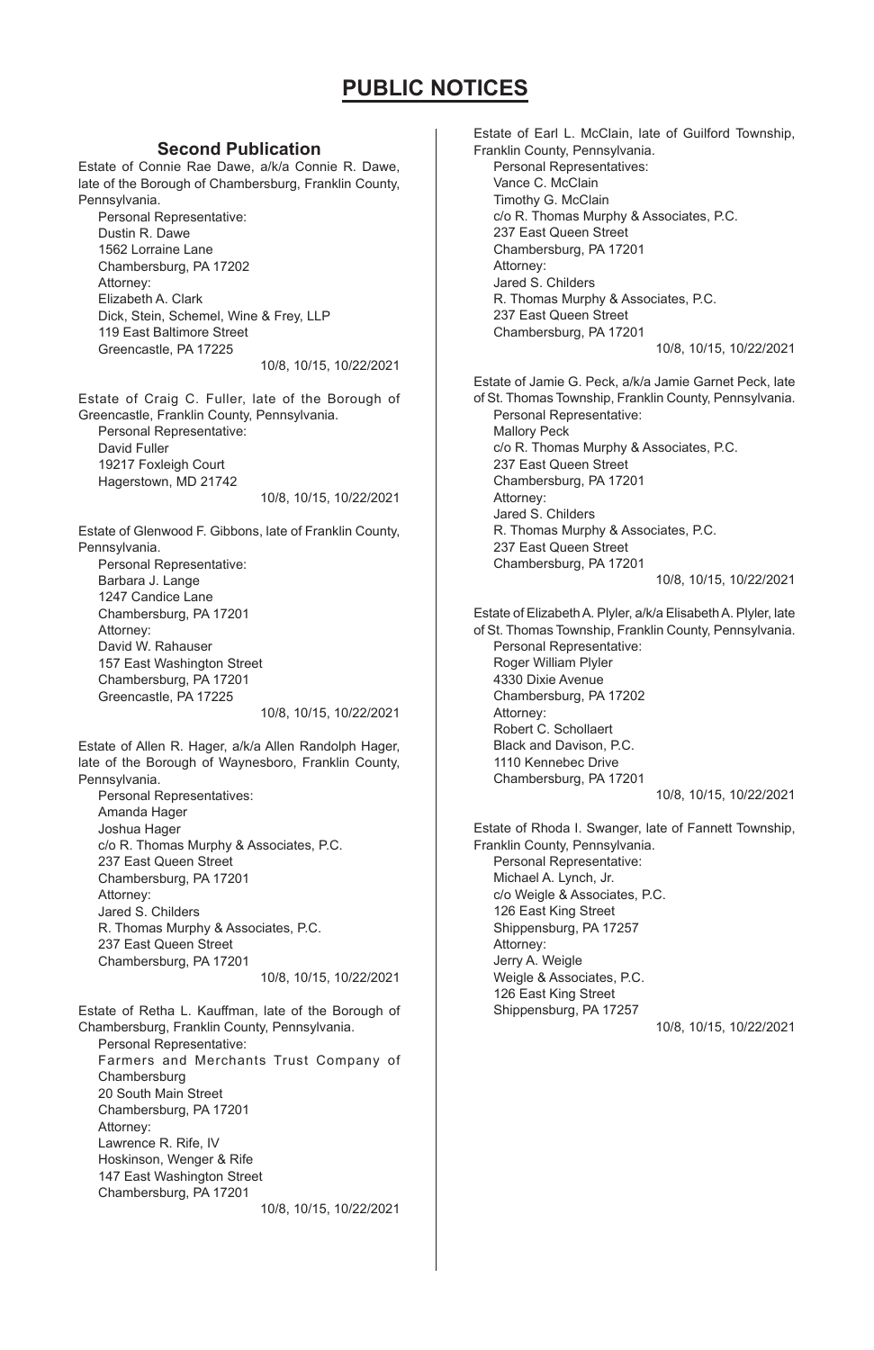# PUBLIC NOTICES

## Second Publication

Estate of Connie Rae Dawe, a/k/a Connie R. Dawe, late of the Borough of Chambersburg, Franklin County, Pennsylvania.

Personal Representative:
Dustin R. Dawe
1562 Lorraine Lane
Chambersburg, PA 17202
Attorney:
Elizabeth A. Clark
Dick, Stein, Schemel, Wine & Frey, LLP
119 East Baltimore Street
Greencastle, PA 17225

10/8, 10/15, 10/22/2021

Estate of Craig C. Fuller, late of the Borough of Greencastle, Franklin County, Pennsylvania.

Personal Representative:
David Fuller
19217 Foxleigh Court
Hagerstown, MD 21742

10/8, 10/15, 10/22/2021

Estate of Glenwood F. Gibbons, late of Franklin County, Pennsylvania.

Personal Representative:
Barbara J. Lange
1247 Candice Lane
Chambersburg, PA 17201
Attorney:
David W. Rahauser
157 East Washington Street
Chambersburg, PA 17201
Greencastle, PA 17225

10/8, 10/15, 10/22/2021

Estate of Allen R. Hager, a/k/a Allen Randolph Hager, late of the Borough of Waynesboro, Franklin County, Pennsylvania.

Personal Representatives:
Amanda Hager
Joshua Hager
c/o R. Thomas Murphy & Associates, P.C.
237 East Queen Street
Chambersburg, PA 17201
Attorney:
Jared S. Childers
R. Thomas Murphy & Associates, P.C.
237 East Queen Street
Chambersburg, PA 17201

10/8, 10/15, 10/22/2021

Estate of Retha L. Kauffman, late of the Borough of Chambersburg, Franklin County, Pennsylvania.

Personal Representative:
Farmers and Merchants Trust Company of Chambersburg
20 South Main Street
Chambersburg, PA 17201
Attorney:
Lawrence R. Rife, IV
Hoskinson, Wenger & Rife
147 East Washington Street
Chambersburg, PA 17201

10/8, 10/15, 10/22/2021

Estate of Earl L. McClain, late of Guilford Township, Franklin County, Pennsylvania.

Personal Representatives:
Vance C. McClain
Timothy G. McClain
c/o R. Thomas Murphy & Associates, P.C.
237 East Queen Street
Chambersburg, PA 17201
Attorney:
Jared S. Childers
R. Thomas Murphy & Associates, P.C.
237 East Queen Street
Chambersburg, PA 17201

10/8, 10/15, 10/22/2021

Estate of Jamie G. Peck, a/k/a Jamie Garnet Peck, late of St. Thomas Township, Franklin County, Pennsylvania.

Personal Representative:
Mallory Peck
c/o R. Thomas Murphy & Associates, P.C.
237 East Queen Street
Chambersburg, PA 17201
Attorney:
Jared S. Childers
R. Thomas Murphy & Associates, P.C.
237 East Queen Street
Chambersburg, PA 17201

10/8, 10/15, 10/22/2021

Estate of Elizabeth A. Plyler, a/k/a Elisabeth A. Plyler, late of St. Thomas Township, Franklin County, Pennsylvania.

Personal Representative:
Roger William Plyler
4330 Dixie Avenue
Chambersburg, PA 17202
Attorney:
Robert C. Schollaert
Black and Davison, P.C.
1110 Kennebec Drive
Chambersburg, PA 17201

10/8, 10/15, 10/22/2021

Estate of Rhoda I. Swanger, late of Fannett Township, Franklin County, Pennsylvania.

Personal Representative:
Michael A. Lynch, Jr.
c/o Weigle & Associates, P.C.
126 East King Street
Shippensburg, PA 17257
Attorney:
Jerry A. Weigle
Weigle & Associates, P.C.
126 East King Street
Shippensburg, PA 17257

10/8, 10/15, 10/22/2021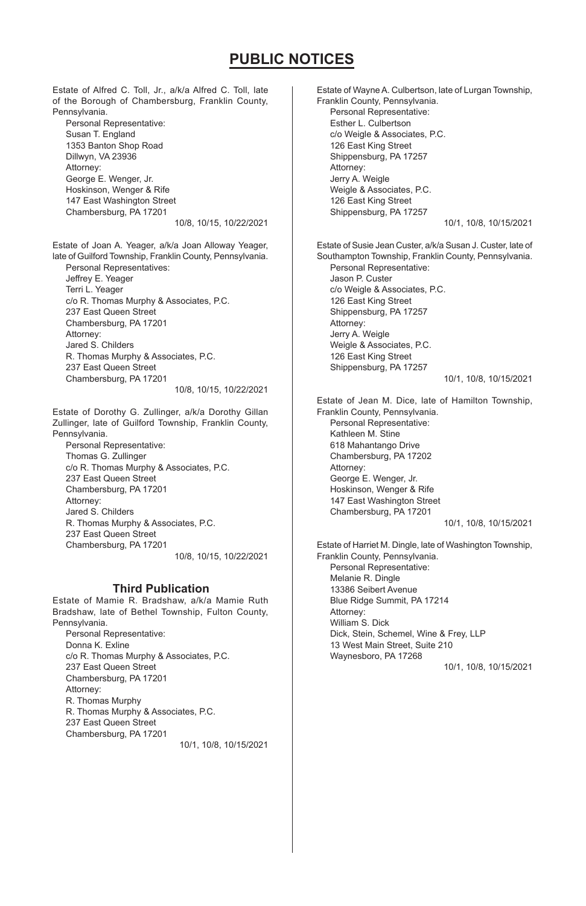# PUBLIC NOTICES

Estate of Alfred C. Toll, Jr., a/k/a Alfred C. Toll, late of the Borough of Chambersburg, Franklin County, Pennsylvania.

Personal Representative:
Susan T. England
1353 Banton Shop Road
Dillwyn, VA 23936
Attorney:
George E. Wenger, Jr.
Hoskinson, Wenger & Rife
147 East Washington Street
Chambersburg, PA 17201

10/8, 10/15, 10/22/2021

Estate of Joan A. Yeager, a/k/a Joan Alloway Yeager, late of Guilford Township, Franklin County, Pennsylvania.

Personal Representatives:
Jeffrey E. Yeager
Terri L. Yeager
c/o R. Thomas Murphy & Associates, P.C.
237 East Queen Street
Chambersburg, PA 17201
Attorney:
Jared S. Childers
R. Thomas Murphy & Associates, P.C.
237 East Queen Street
Chambersburg, PA 17201

10/8, 10/15, 10/22/2021

Estate of Dorothy G. Zullinger, a/k/a Dorothy Gillan Zullinger, late of Guilford Township, Franklin County, Pennsylvania.

Personal Representative:
Thomas G. Zullinger
c/o R. Thomas Murphy & Associates, P.C.
237 East Queen Street
Chambersburg, PA 17201
Attorney:
Jared S. Childers
R. Thomas Murphy & Associates, P.C.
237 East Queen Street
Chambersburg, PA 17201

10/8, 10/15, 10/22/2021

## Third Publication

Estate of Mamie R. Bradshaw, a/k/a Mamie Ruth Bradshaw, late of Bethel Township, Fulton County, Pennsylvania.

Personal Representative:
Donna K. Exline
c/o R. Thomas Murphy & Associates, P.C.
237 East Queen Street
Chambersburg, PA 17201
Attorney:
R. Thomas Murphy
R. Thomas Murphy & Associates, P.C.
237 East Queen Street
Chambersburg, PA 17201

10/1, 10/8, 10/15/2021

Estate of Wayne A. Culbertson, late of Lurgan Township, Franklin County, Pennsylvania.

Personal Representative:
Esther L. Culbertson
c/o Weigle & Associates, P.C.
126 East King Street
Shippensburg, PA 17257
Attorney:
Jerry A. Weigle
Weigle & Associates, P.C.
126 East King Street
Shippensburg, PA 17257

10/1, 10/8, 10/15/2021

Estate of Susie Jean Custer, a/k/a Susan J. Custer, late of Southampton Township, Franklin County, Pennsylvania.

Personal Representative:
Jason P. Custer
c/o Weigle & Associates, P.C.
126 East King Street
Shippensburg, PA 17257
Attorney:
Jerry A. Weigle
Weigle & Associates, P.C.
126 East King Street
Shippensburg, PA 17257

10/1, 10/8, 10/15/2021

Estate of Jean M. Dice, late of Hamilton Township, Franklin County, Pennsylvania.

Personal Representative:
Kathleen M. Stine
618 Mahantango Drive
Chambersburg, PA 17202
Attorney:
George E. Wenger, Jr.
Hoskinson, Wenger & Rife
147 East Washington Street
Chambersburg, PA 17201

10/1, 10/8, 10/15/2021

Estate of Harriet M. Dingle, late of Washington Township, Franklin County, Pennsylvania.

Personal Representative:
Melanie R. Dingle
13386 Seibert Avenue
Blue Ridge Summit, PA 17214
Attorney:
William S. Dick
Dick, Stein, Schemel, Wine & Frey, LLP
13 West Main Street, Suite 210
Waynesboro, PA 17268

10/1, 10/8, 10/15/2021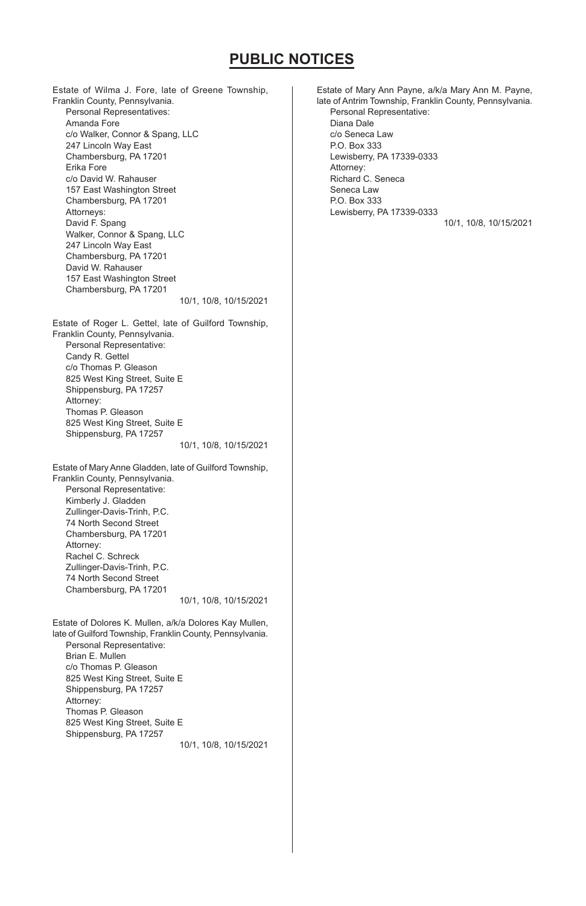# PUBLIC NOTICES

Estate of Wilma J. Fore, late of Greene Township, Franklin County, Pennsylvania.

Personal Representatives:
Amanda Fore
c/o Walker, Connor & Spang, LLC
247 Lincoln Way East
Chambersburg, PA 17201
Erika Fore
c/o David W. Rahauser
157 East Washington Street
Chambersburg, PA 17201
Attorneys:
David F. Spang
Walker, Connor & Spang, LLC
247 Lincoln Way East
Chambersburg, PA 17201
David W. Rahauser
157 East Washington Street
Chambersburg, PA 17201

10/1, 10/8, 10/15/2021

Estate of Roger L. Gettel, late of Guilford Township, Franklin County, Pennsylvania.

Personal Representative:
Candy R. Gettel
c/o Thomas P. Gleason
825 West King Street, Suite E
Shippensburg, PA 17257
Attorney:
Thomas P. Gleason
825 West King Street, Suite E
Shippensburg, PA 17257

10/1, 10/8, 10/15/2021

Estate of Mary Anne Gladden, late of Guilford Township, Franklin County, Pennsylvania.

Personal Representative:
Kimberly J. Gladden
Zullinger-Davis-Trinh, P.C.
74 North Second Street
Chambersburg, PA 17201
Attorney:
Rachel C. Schreck
Zullinger-Davis-Trinh, P.C.
74 North Second Street
Chambersburg, PA 17201

10/1, 10/8, 10/15/2021

Estate of Dolores K. Mullen, a/k/a Dolores Kay Mullen, late of Guilford Township, Franklin County, Pennsylvania.

Personal Representative:
Brian E. Mullen
c/o Thomas P. Gleason
825 West King Street, Suite E
Shippensburg, PA 17257
Attorney:
Thomas P. Gleason
825 West King Street, Suite E
Shippensburg, PA 17257

10/1, 10/8, 10/15/2021

Estate of Mary Ann Payne, a/k/a Mary Ann M. Payne, late of Antrim Township, Franklin County, Pennsylvania.

Personal Representative:
Diana Dale
c/o Seneca Law
P.O. Box 333
Lewisberry, PA 17339-0333
Attorney:
Richard C. Seneca
Seneca Law
P.O. Box 333
Lewisberry, PA 17339-0333

10/1, 10/8, 10/15/2021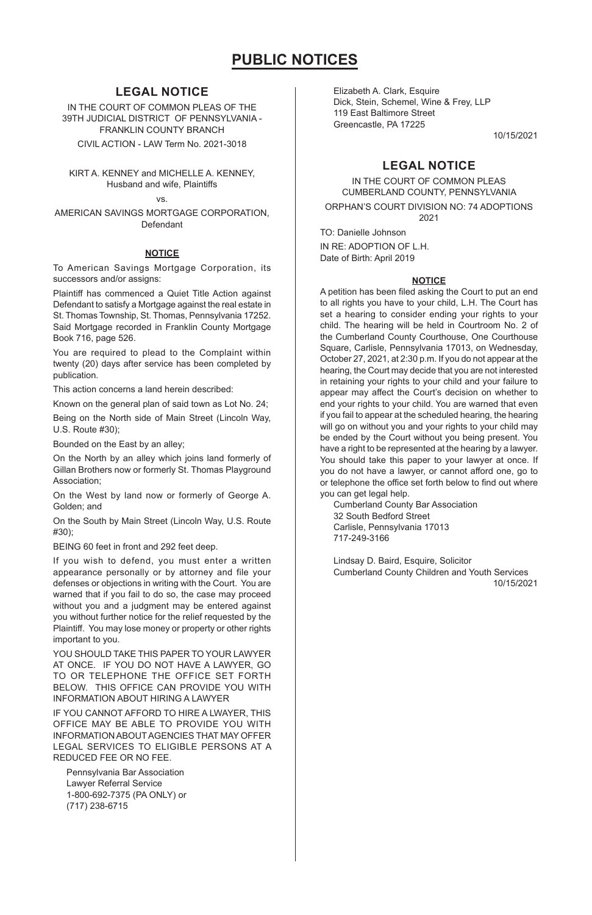# PUBLIC NOTICES

## LEGAL NOTICE

IN THE COURT OF COMMON PLEAS OF THE 39TH JUDICIAL DISTRICT OF PENNSYLVANIA - FRANKLIN COUNTY BRANCH

CIVIL ACTION - LAW Term No. 2021-3018

KIRT A. KENNEY and MICHELLE A. KENNEY, Husband and wife, Plaintiffs

vs.

AMERICAN SAVINGS MORTGAGE CORPORATION, Defendant

**NOTICE**

To American Savings Mortgage Corporation, its successors and/or assigns:

Plaintiff has commenced a Quiet Title Action against Defendant to satisfy a Mortgage against the real estate in St. Thomas Township, St. Thomas, Pennsylvania 17252. Said Mortgage recorded in Franklin County Mortgage Book 716, page 526.

You are required to plead to the Complaint within twenty (20) days after service has been completed by publication.

This action concerns a land herein described:

Known on the general plan of said town as Lot No. 24;

Being on the North side of Main Street (Lincoln Way, U.S. Route #30);

Bounded on the East by an alley;

On the North by an alley which joins land formerly of Gillan Brothers now or formerly St. Thomas Playground Association;

On the West by land now or formerly of George A. Golden; and

On the South by Main Street (Lincoln Way, U.S. Route #30);

BEING 60 feet in front and 292 feet deep.

If you wish to defend, you must enter a written appearance personally or by attorney and file your defenses or objections in writing with the Court. You are warned that if you fail to do so, the case may proceed without you and a judgment may be entered against you without further notice for the relief requested by the Plaintiff. You may lose money or property or other rights important to you.

YOU SHOULD TAKE THIS PAPER TO YOUR LAWYER AT ONCE. IF YOU DO NOT HAVE A LAWYER, GO TO OR TELEPHONE THE OFFICE SET FORTH BELOW. THIS OFFICE CAN PROVIDE YOU WITH INFORMATION ABOUT HIRING A LAWYER

IF YOU CANNOT AFFORD TO HIRE A LWAYER, THIS OFFICE MAY BE ABLE TO PROVIDE YOU WITH INFORMATION ABOUT AGENCIES THAT MAY OFFER LEGAL SERVICES TO ELIGIBLE PERSONS AT A REDUCED FEE OR NO FEE.

Pennsylvania Bar Association
Lawyer Referral Service
1-800-692-7375 (PA ONLY) or
(717) 238-6715

Elizabeth A. Clark, Esquire
Dick, Stein, Schemel, Wine & Frey, LLP
119 East Baltimore Street
Greencastle, PA 17225

10/15/2021

## LEGAL NOTICE

IN THE COURT OF COMMON PLEAS CUMBERLAND COUNTY, PENNSYLVANIA

ORPHAN'S COURT DIVISION NO: 74 ADOPTIONS 2021

TO: Danielle Johnson

IN RE: ADOPTION OF L.H.

Date of Birth: April 2019

**NOTICE**

A petition has been filed asking the Court to put an end to all rights you have to your child, L.H. The Court has set a hearing to consider ending your rights to your child. The hearing will be held in Courtroom No. 2 of the Cumberland County Courthouse, One Courthouse Square, Carlisle, Pennsylvania 17013, on Wednesday, October 27, 2021, at 2:30 p.m. If you do not appear at the hearing, the Court may decide that you are not interested in retaining your rights to your child and your failure to appear may affect the Court's decision on whether to end your rights to your child. You are warned that even if you fail to appear at the scheduled hearing, the hearing will go on without you and your rights to your child may be ended by the Court without you being present. You have a right to be represented at the hearing by a lawyer. You should take this paper to your lawyer at once. If you do not have a lawyer, or cannot afford one, go to or telephone the office set forth below to find out where you can get legal help.

Cumberland County Bar Association
32 South Bedford Street
Carlisle, Pennsylvania 17013
717-249-3166

Lindsay D. Baird, Esquire, Solicitor
Cumberland County Children and Youth Services

10/15/2021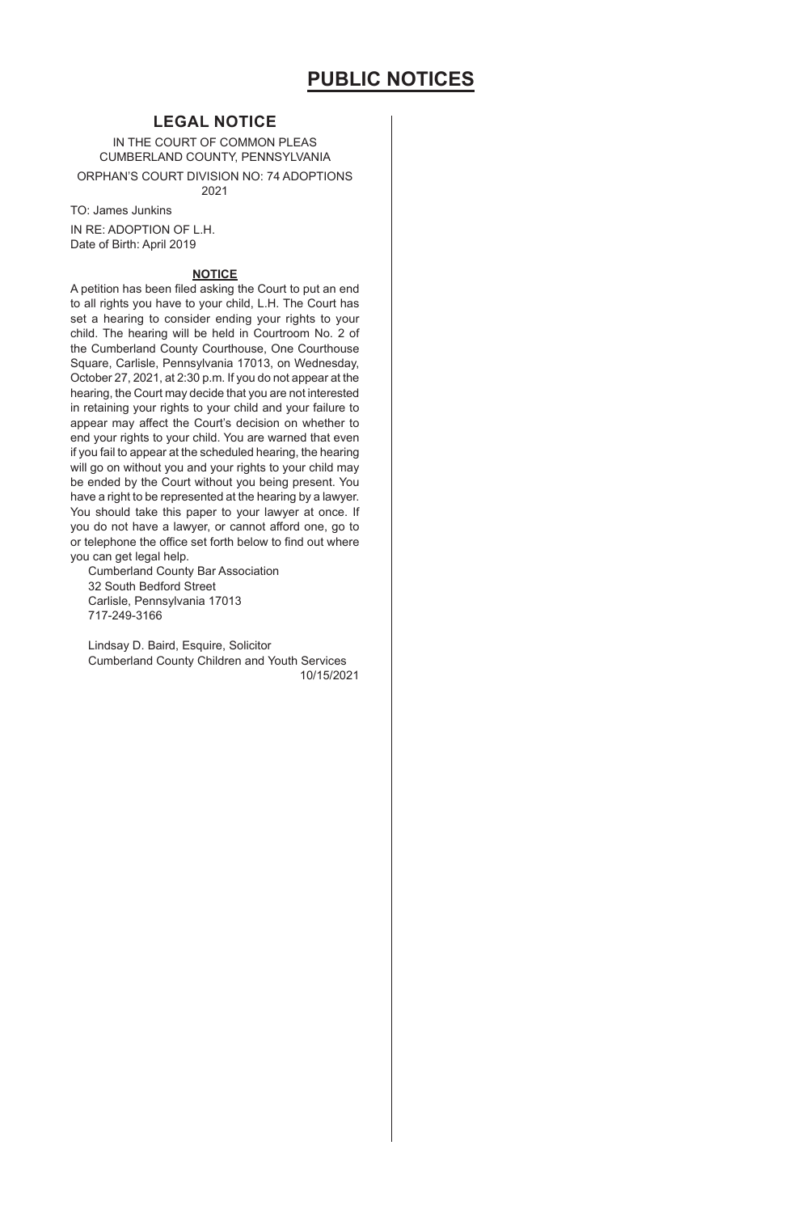# PUBLIC NOTICES

## LEGAL NOTICE

IN THE COURT OF COMMON PLEAS
CUMBERLAND COUNTY, PENNSYLVANIA

ORPHAN'S COURT DIVISION NO: 74 ADOPTIONS 2021

TO: James Junkins

IN RE: ADOPTION OF L.H.
Date of Birth: April 2019

**NOTICE**

A petition has been filed asking the Court to put an end to all rights you have to your child, L.H. The Court has set a hearing to consider ending your rights to your child. The hearing will be held in Courtroom No. 2 of the Cumberland County Courthouse, One Courthouse Square, Carlisle, Pennsylvania 17013, on Wednesday, October 27, 2021, at 2:30 p.m. If you do not appear at the hearing, the Court may decide that you are not interested in retaining your rights to your child and your failure to appear may affect the Court's decision on whether to end your rights to your child. You are warned that even if you fail to appear at the scheduled hearing, the hearing will go on without you and your rights to your child may be ended by the Court without you being present. You have a right to be represented at the hearing by a lawyer. You should take this paper to your lawyer at once. If you do not have a lawyer, or cannot afford one, go to or telephone the office set forth below to find out where you can get legal help.

Cumberland County Bar Association
32 South Bedford Street
Carlisle, Pennsylvania 17013
717-249-3166

Lindsay D. Baird, Esquire, Solicitor
Cumberland County Children and Youth Services

10/15/2021